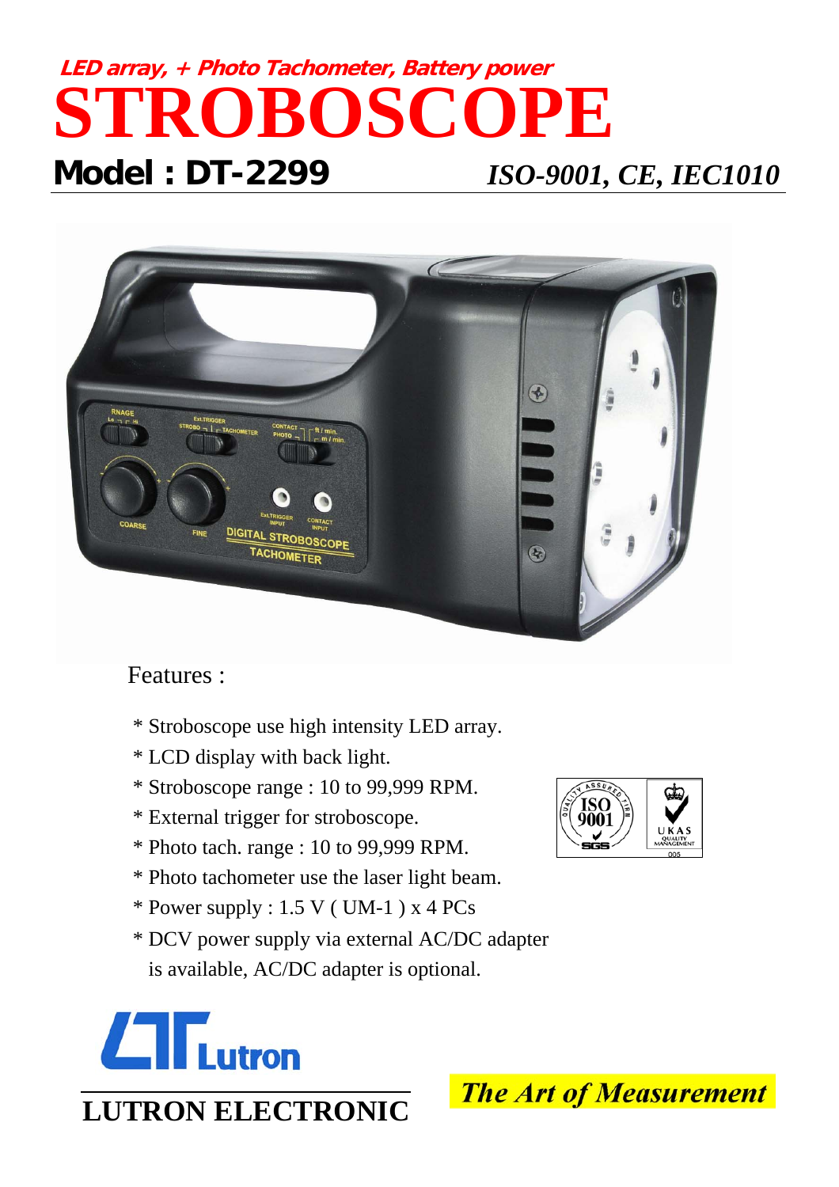**LED array, + Photo Tachometer, Battery power**

# STROBOSCOPE

## Model : DT-2299

*ISO-9001, CE, IEC1010*

Features :

* Stroboscope use high intensity LED array.
* LCD display with back light.
* Stroboscope range : 10 to 99,999 RPM.
* External trigger for stroboscope.
* Photo tach. range : 10 to 99,999 RPM.
* Photo tachometer use the laser light beam.
* Power supply : 1.5 V ( UM-1 ) x 4 PCs
* DCV power supply via external AC/DC adapter
  is available, AC/DC adapter is optional.

Lutron

**LUTRON ELECTRONIC**

*The Art of Measurement*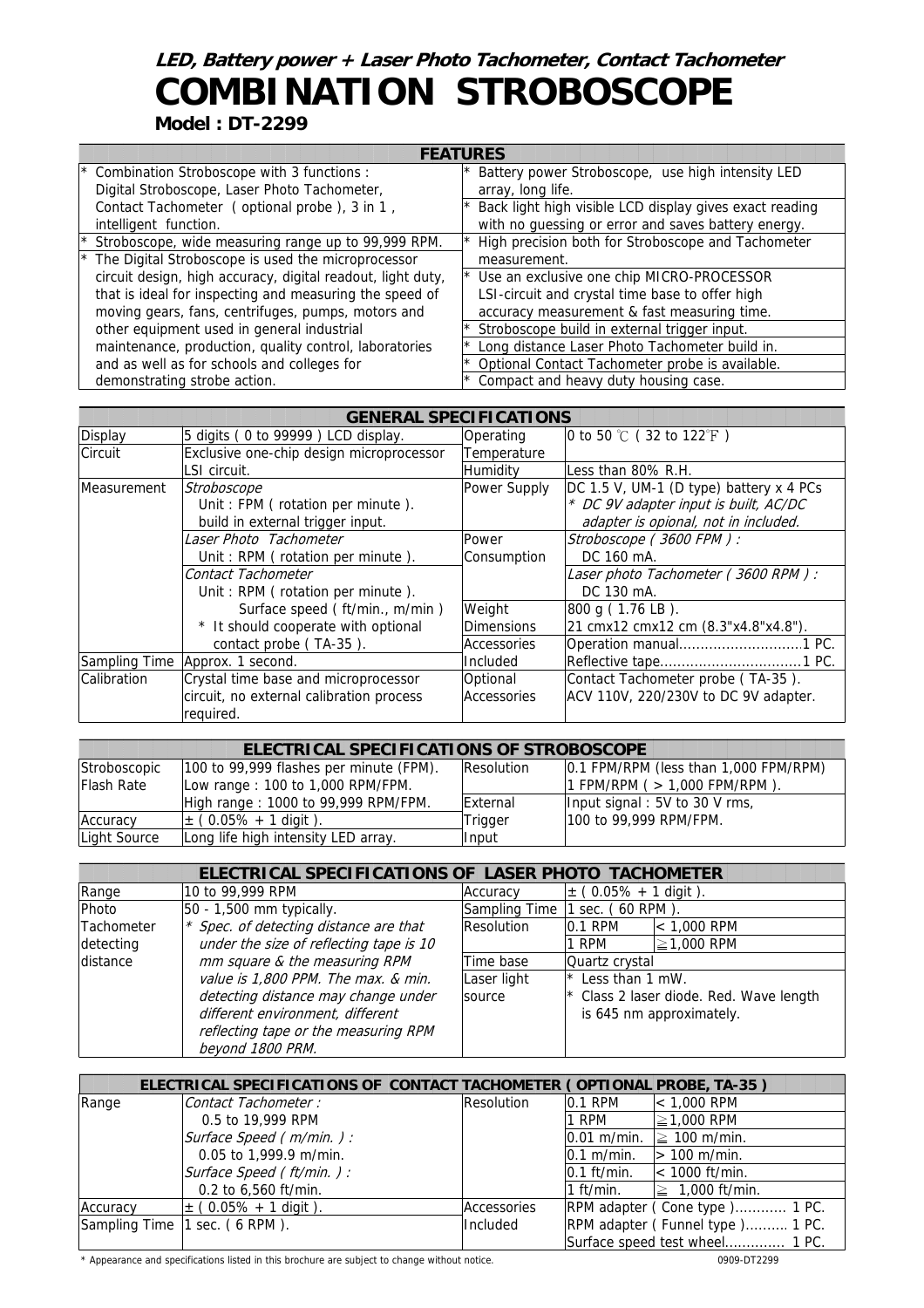**LED, Battery power + Laser Photo Tachometer, Contact Tachometer**

# COMBINATION STROBOSCOPE

**Model : DT-2299**

| FEATURES | |
|---|---|
| * Combination Stroboscope with 3 functions : Digital Stroboscope, Laser Photo Tachometer, Contact Tachometer ( optional probe ), 3 in 1 , intelligent function. | * Battery power Stroboscope, use high intensity LED array, long life. |
| | * Back light high visible LCD display gives exact reading with no guessing or error and saves battery energy. |
| * Stroboscope, wide measuring range up to 99,999 RPM. | * High precision both for Stroboscope and Tachometer measurement. |
| * The Digital Stroboscope is used the microprocessor circuit design, high accuracy, digital readout, light duty, that is ideal for inspecting and measuring the speed of moving gears, fans, centrifuges, pumps, motors and other equipment used in general industrial maintenance, production, quality control, laboratories and as well as for schools and colleges for demonstrating strobe action. | * Use an exclusive one chip MICRO-PROCESSOR LSI-circuit and crystal time base to offer high accuracy measurement & fast measuring time. |
| | * Stroboscope build in external trigger input. |
| | * Long distance Laser Photo Tachometer build in. |
| | * Optional Contact Tachometer probe is available. |
| | * Compact and heavy duty housing case. |

| GENERAL SPECIFICATIONS | | | |
|---|---|---|---|
| Display | 5 digits ( 0 to 99999 ) LCD display. | Operating Temperature | 0 to 50 ℃ ( 32 to 122℉ ) |
| Circuit | Exclusive one-chip design microprocessor LSI circuit. | Humidity | Less than 80% R.H. |
| Measurement | *Stroboscope*<br>Unit : FPM ( rotation per minute ).<br>build in external trigger input. | Power Supply | DC 1.5 V, UM-1 (D type) battery x 4 PCs<br>*\* DC 9V adapter input is built, AC/DC adapter is opional, not in included.* |
| | *Laser Photo Tachometer*<br>Unit : RPM ( rotation per minute ). | Power Consumption | *Stroboscope ( 3600 FPM ) :*<br>DC 160 mA. |
| | *Contact Tachometer*<br>Unit : RPM ( rotation per minute ).<br>Surface speed ( ft/min., m/min ) | | *Laser photo Tachometer ( 3600 RPM ) :*<br>DC 130 mA. |
| | * It should cooperate with optional contact probe ( TA-35 ). | Weight | 800 g ( 1.76 LB ). |
| | | Dimensions | 21 cmx12 cmx12 cm (8.3"x4.8"x4.8"). |
| | | Accessories Included | Operation manual............................1 PC.<br>Reflective tape.................................1 PC. |
| Sampling Time | Approx. 1 second. | | |
| Calibration | Crystal time base and microprocessor circuit, no external calibration process required. | Optional Accessories | Contact Tachometer probe ( TA-35 ).<br>ACV 110V, 220/230V to DC 9V adapter. |

| ELECTRICAL SPECIFICATIONS OF STROBOSCOPE | | | |
|---|---|---|---|
| Stroboscopic Flash Rate | 100 to 99,999 flashes per minute (FPM).<br>Low range : 100 to 1,000 RPM/FPM.<br>High range : 1000 to 99,999 RPM/FPM. | Resolution | 0.1 FPM/RPM (less than 1,000 FPM/RPM)<br>1 FPM/RPM ( > 1,000 FPM/RPM ). |
| Accuracy | ± ( 0.05% + 1 digit ). | External Trigger Input | Input signal : 5V to 30 V rms,<br>100 to 99,999 RPM/FPM. |
| Light Source | Long life high intensity LED array. | | |

| ELECTRICAL SPECIFICATIONS OF LASER PHOTO TACHOMETER | | | | |
|---|---|---|---|---|
| Range | 10 to 99,999 RPM | Accuracy | ± ( 0.05% + 1 digit ). | |
| Photo Tachometer detecting distance | 50 - 1,500 mm typically.<br>*\* Spec. of detecting distance are that under the size of reflecting tape is 10 mm square & the measuring RPM value is 1,800 PPM. The max. & min. detecting distance may change under different environment, different reflecting tape or the measuring RPM beyond 1800 PRM.* | Sampling Time | 1 sec. ( 60 RPM ). | |
| | | Resolution | 0.1 RPM | < 1,000 RPM |
| | | | 1 RPM | ≧1,000 RPM |
| | | Time base | Quartz crystal | |
| | | Laser light source | * Less than 1 mW.<br>* Class 2 laser diode. Red. Wave length is 645 nm approximately. | |

| ELECTRICAL SPECIFICATIONS OF CONTACT TACHOMETER ( OPTIONAL PROBE, TA-35 ) | | | | |
|---|---|---|---|---|
| Range | *Contact Tachometer :*<br>0.5 to 19,999 RPM<br>*Surface Speed ( m/min. ) :*<br>0.05 to 1,999.9 m/min.<br>*Surface Speed ( ft/min. ) :*<br>0.2 to 6,560 ft/min. | Resolution | 0.1 RPM | < 1,000 RPM |
| | | | 1 RPM | ≧1,000 RPM |
| | | | 0.01 m/min. | ≧ 100 m/min. |
| | | | 0.1 m/min. | > 100 m/min. |
| | | | 0.1 ft/min. | < 1000 ft/min. |
| | | | 1 ft/min. | ≧ 1,000 ft/min. |
| Accuracy | ± ( 0.05% + 1 digit ). | Accessories Included | RPM adapter ( Cone type )............ 1 PC. | |
| Sampling Time | 1 sec. ( 6 RPM ). | | RPM adapter ( Funnel type )........... 1 PC. | |
| | | | Surface speed test wheel.............. 1 PC. | |

* Appearance and specifications listed in this brochure are subject to change without notice.

0909-DT2299